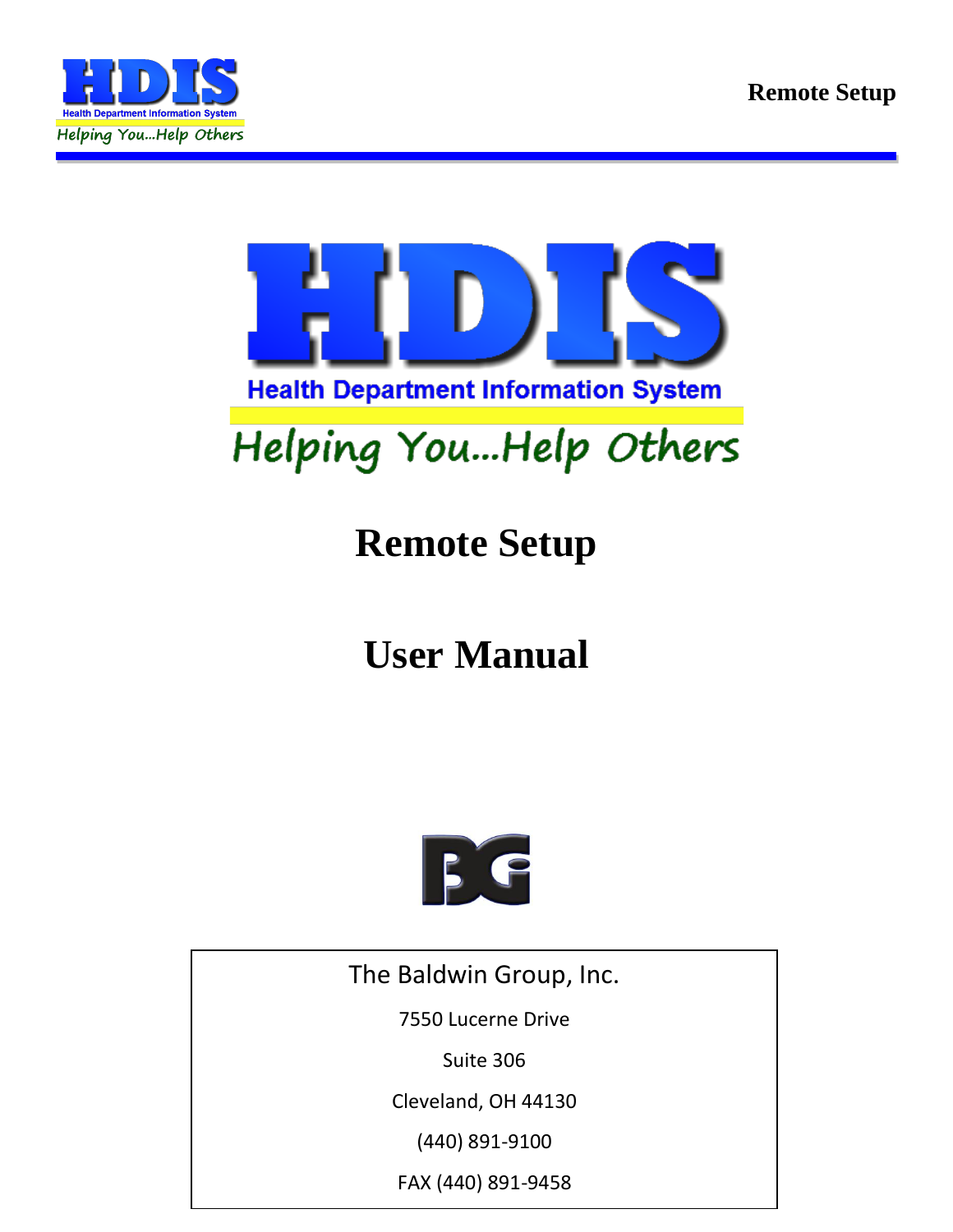# HDIS

Health Department Information System

*Helping You...Help Others*

# Remote Setup

# User Manual

The Baldwin Group, Inc.

7550 Lucerne Drive

Suite 306

Cleveland, OH 44130

(440) 891-9100

FAX (440) 891-9458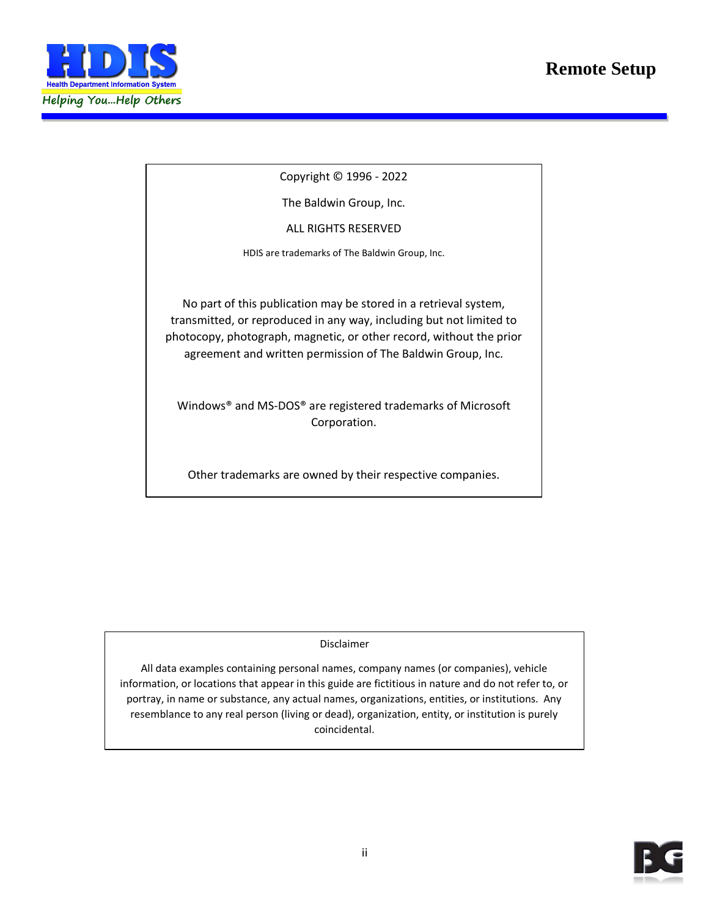Copyright © 1996 - 2022

The Baldwin Group, Inc.

ALL RIGHTS RESERVED

HDIS are trademarks of The Baldwin Group, Inc.

No part of this publication may be stored in a retrieval system, transmitted, or reproduced in any way, including but not limited to photocopy, photograph, magnetic, or other record, without the prior agreement and written permission of The Baldwin Group, Inc.

Windows® and MS-DOS® are registered trademarks of Microsoft Corporation.

Other trademarks are owned by their respective companies.

Disclaimer

All data examples containing personal names, company names (or companies), vehicle information, or locations that appear in this guide are fictitious in nature and do not refer to, or portray, in name or substance, any actual names, organizations, entities, or institutions. Any resemblance to any real person (living or dead), organization, entity, or institution is purely coincidental.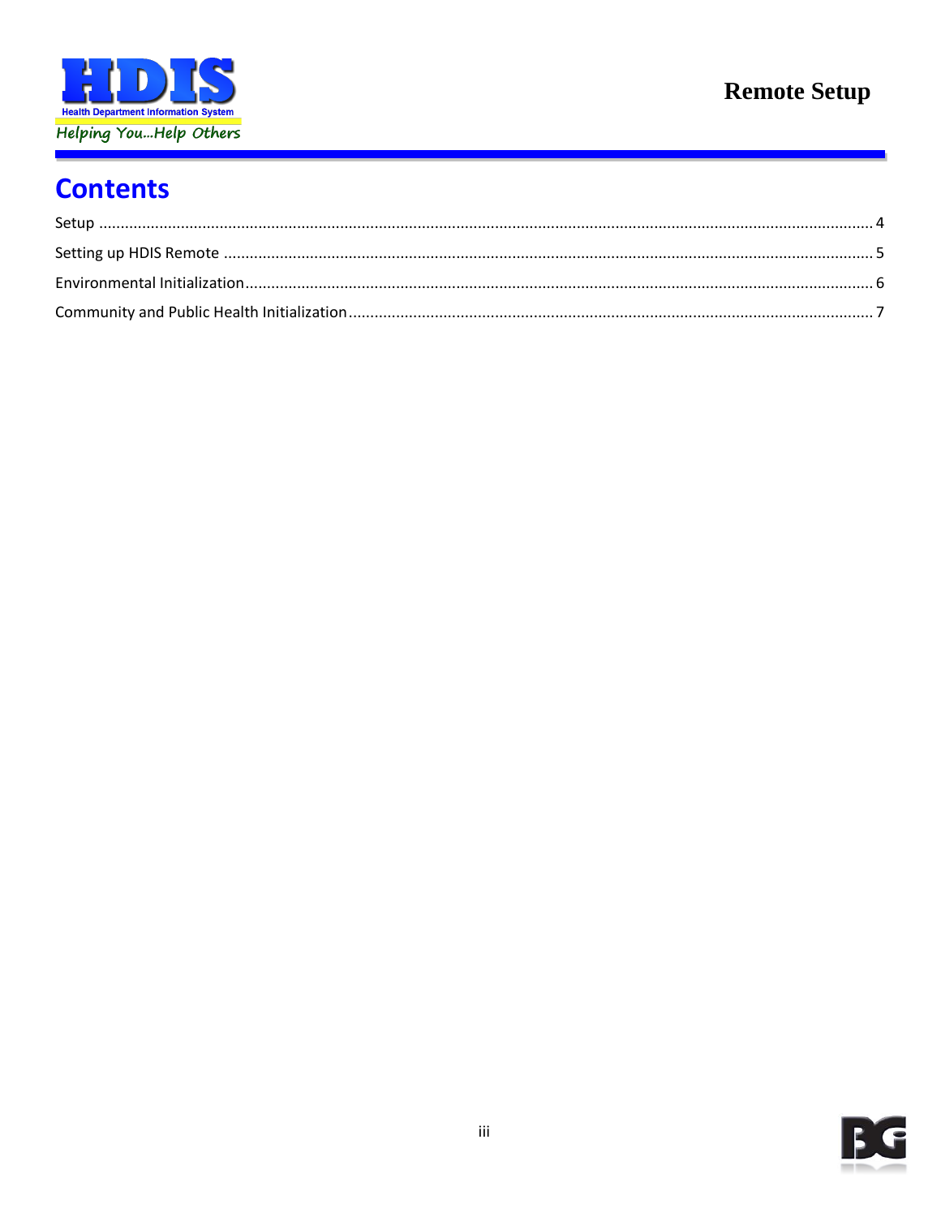# Contents

Setup ........................................................................................................................................................................ 4

Setting up HDIS Remote ........................................................................................................................................ 5

Environmental Initialization.................................................................................................................................... 6

Community and Public Health Initialization............................................................................................................ 7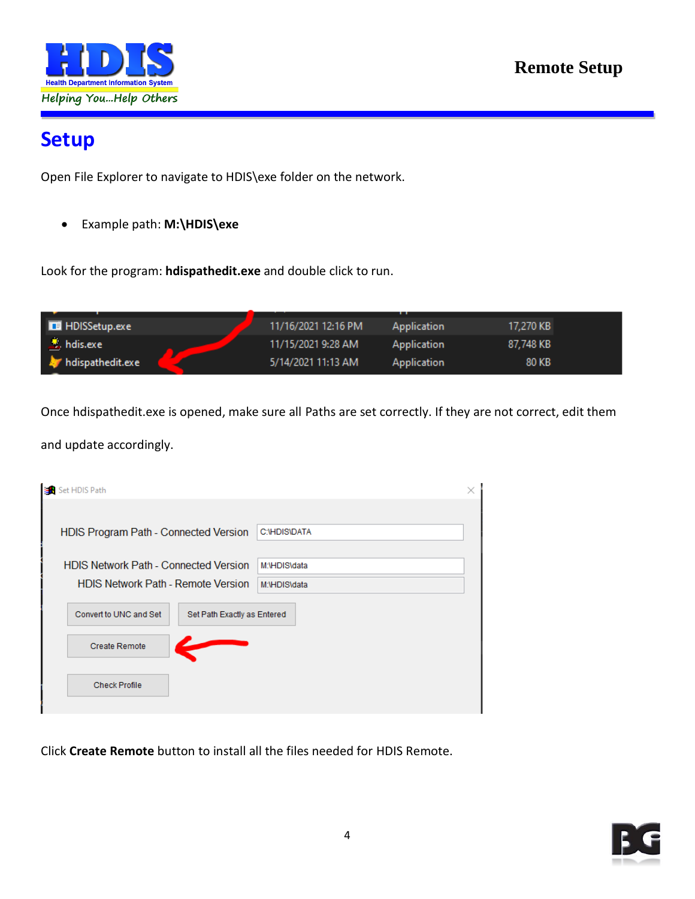# Setup

Open File Explorer to navigate to HDIS\exe folder on the network.

- Example path: **M:\HDIS\exe**

Look for the program: **hdispathedit.exe** and double click to run.

Once hdispathedit.exe is opened, make sure all Paths are set correctly. If they are not correct, edit them and update accordingly.

Click **Create Remote** button to install all the files needed for HDIS Remote.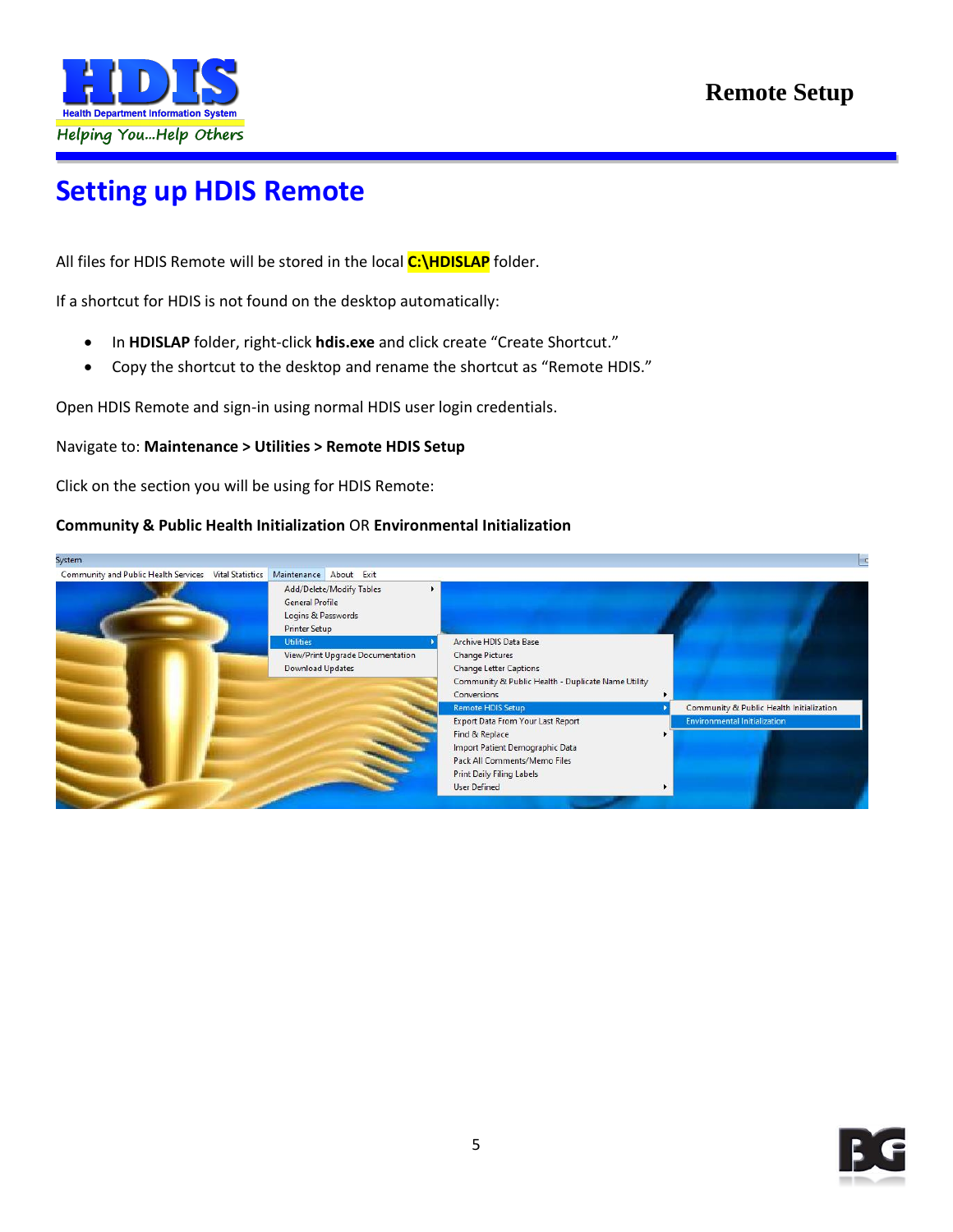# Setting up HDIS Remote

All files for HDIS Remote will be stored in the local **C:\HDISLAP** folder.

If a shortcut for HDIS is not found on the desktop automatically:

- In **HDISLAP** folder, right-click **hdis.exe** and click create "Create Shortcut."
- Copy the shortcut to the desktop and rename the shortcut as "Remote HDIS."

Open HDIS Remote and sign-in using normal HDIS user login credentials.

Navigate to: **Maintenance > Utilities > Remote HDIS Setup**

Click on the section you will be using for HDIS Remote:

**Community & Public Health Initialization** OR **Environmental Initialization**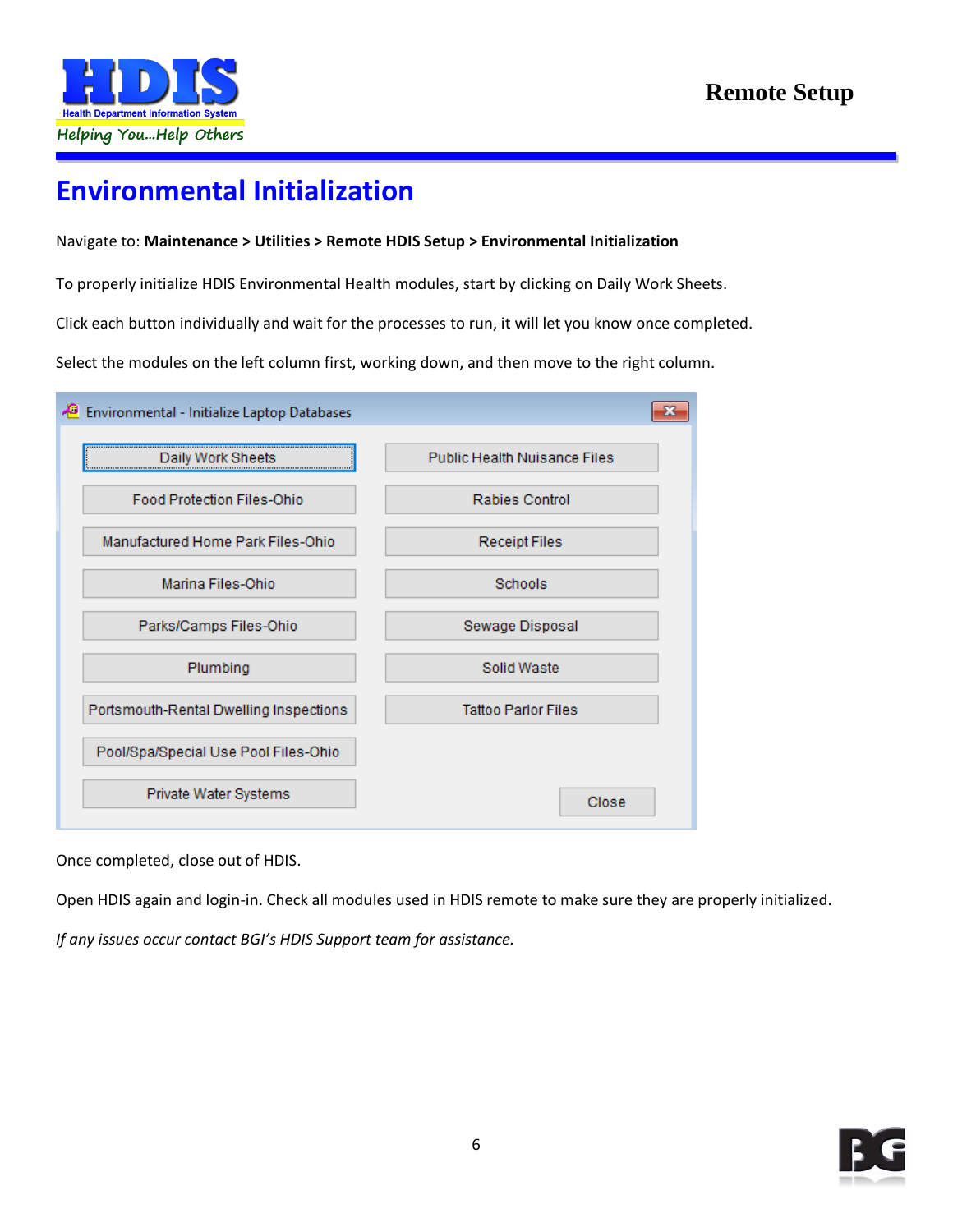# Environmental Initialization

Navigate to: **Maintenance > Utilities > Remote HDIS Setup > Environmental Initialization**

To properly initialize HDIS Environmental Health modules, start by clicking on Daily Work Sheets.

Click each button individually and wait for the processes to run, it will let you know once completed.

Select the modules on the left column first, working down, and then move to the right column.

Once completed, close out of HDIS.

Open HDIS again and login-in. Check all modules used in HDIS remote to make sure they are properly initialized.

*If any issues occur contact BGI's HDIS Support team for assistance.*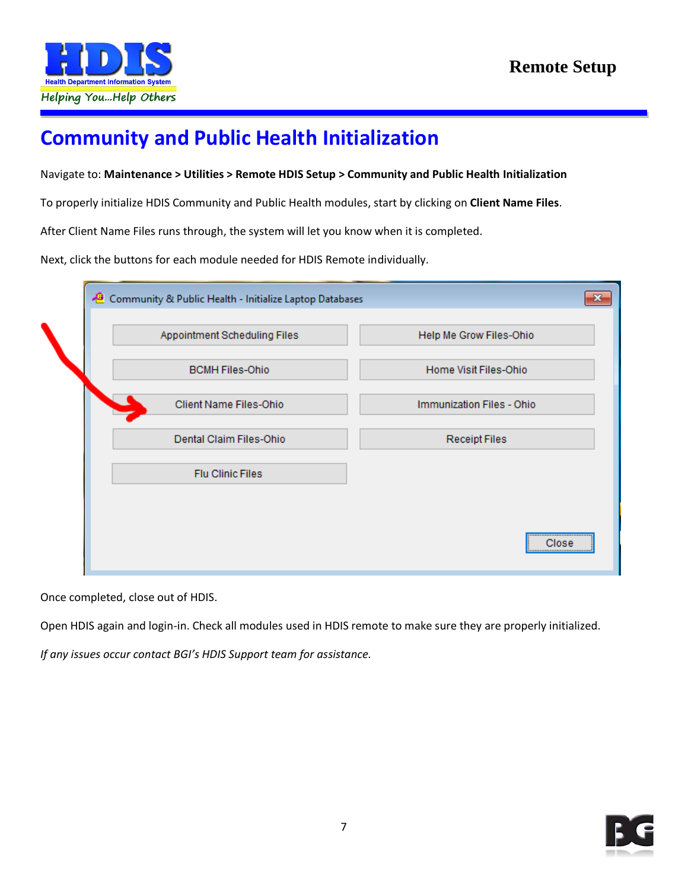# Community and Public Health Initialization

Navigate to: **Maintenance > Utilities > Remote HDIS Setup > Community and Public Health Initialization**

To properly initialize HDIS Community and Public Health modules, start by clicking on **Client Name Files**.

After Client Name Files runs through, the system will let you know when it is completed.

Next, click the buttons for each module needed for HDIS Remote individually.

Once completed, close out of HDIS.

Open HDIS again and login-in. Check all modules used in HDIS remote to make sure they are properly initialized.

*If any issues occur contact BGI's HDIS Support team for assistance.*